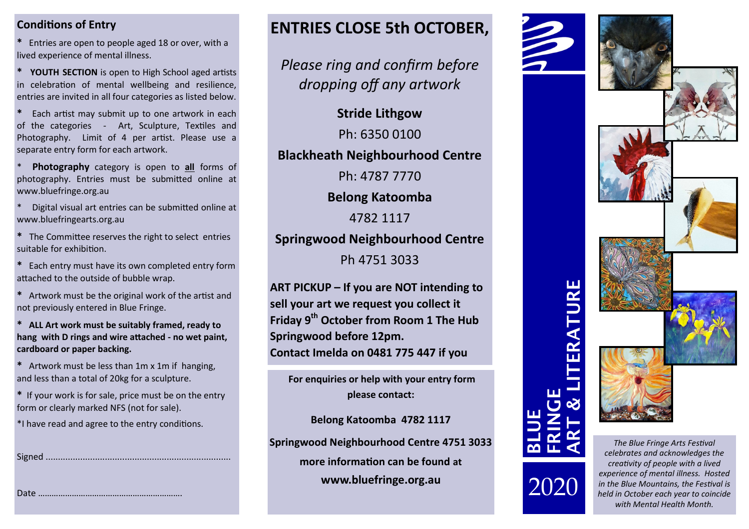## Conditions of Entry

* Entries are open to people aged 18 or over, with a lived experience of mental illness.

* **YOUTH SECTION** is open to High School aged artists in celebration of mental wellbeing and resilience, entries are invited in all four categories as listed below.

* Each artist may submit up to one artwork in each of the categories - Art, Sculpture, Textiles and Photography. Limit of 4 per artist. Please use a separate entry form for each artwork.

* **Photography** category is open to **all** forms of photography. Entries must be submitted online at www.bluefringe.org.au

* Digital visual art entries can be submitted online at www.bluefringearts.org.au

* The Committee reserves the right to select entries suitable for exhibition.

* Each entry must have its own completed entry form attached to the outside of bubble wrap.

* Artwork must be the original work of the artist and not previously entered in Blue Fringe.

* **ALL Art work must be suitably framed, ready to hang with D rings and wire attached - no wet paint, cardboard or paper backing.**

* Artwork must be less than 1m x 1m if hanging, and less than a total of 20kg for a sculpture.

* If your work is for sale, price must be on the entry form or clearly marked NFS (not for sale).

*I have read and agree to the entry conditions.

Signed ..........................................................................

Date ……………………………………………………….

# ENTRIES CLOSE 5th OCTOBER,

*Please ring and confirm before dropping off any artwork*

**Stride Lithgow**

Ph: 6350 0100

**Blackheath Neighbourhood Centre**

Ph: 4787 7770

**Belong Katoomba**

4782 1117

**Springwood Neighbourhood Centre**

Ph 4751 3033

**ART PICKUP – If you are NOT intending to sell your art we request you collect it Friday 9th October from Room 1 The Hub Springwood before 12pm.**
**Contact Imelda on 0481 775 447 if you**

**For enquiries or help with your entry form please contact:**

**Belong Katoomba 4782 1117**

**Springwood Neighbourhood Centre 4751 3033**

**more information can be found at**
**www.bluefringe.org.au**

# BLUE FRINGE ART & LITERATURE

# 2020

*The Blue Fringe Arts Festival celebrates and acknowledges the creativity of people with a lived experience of mental illness. Hosted in the Blue Mountains, the Festival is held in October each year to coincide with Mental Health Month.*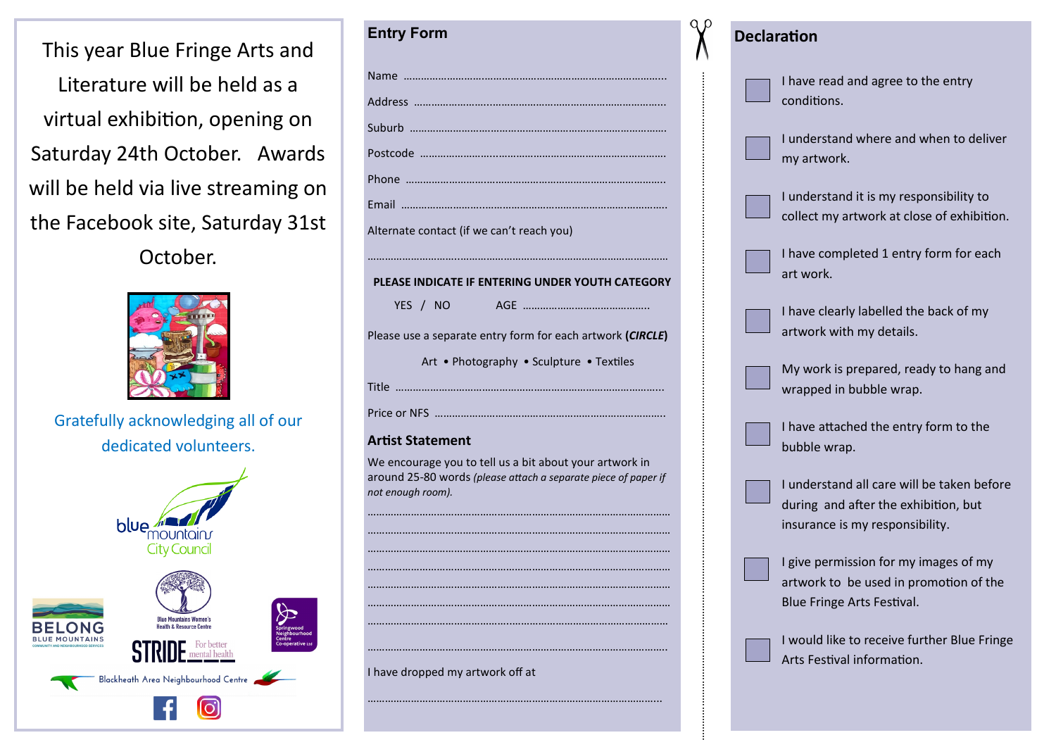This year Blue Fringe Arts and Literature will be held as a virtual exhibition, opening on Saturday 24th October. Awards will be held via live streaming on the Facebook site, Saturday 31st October.

Gratefully acknowledging all of our dedicated volunteers.

blue mountains City Council

BELONG BLUE MOUNTAINS COMMUNITY AND NEIGHBOURHOOD SERVICES

Blue Mountains Women's Health & Resource Centre

STRIDE For better mental health

Springwood Neighbourhood Centre Co-operative Ltd

Blackheath Area Neighbourhood Centre

## Entry Form

Name ........................................................................................................

Address ....................................................................................................

Suburb ......................................................................................................

Postcode ...................................................................................................

Phone .......................................................................................................

Email ........................................................................................................

Alternate contact (if we can't reach you)

..................................................................................................................

**PLEASE INDICATE IF ENTERING UNDER YOUTH CATEGORY**

YES / NO AGE ...........................................

Please use a separate entry form for each artwork (***CIRCLE***)

Art • Photography • Sculpture • Textiles

Title .........................................................................................................

Price or NFS .............................................................................................

### Artist Statement

We encourage you to tell us a bit about your artwork in around 25-80 words *(please attach a separate piece of paper if not enough room).*

..................................................................................................................

..................................................................................................................

..................................................................................................................

..................................................................................................................

..................................................................................................................

..................................................................................................................

..................................................................................................................

..................................................................................................................

I have dropped my artwork off at

..................................................................................................................

## Declaration

- ☐ I have read and agree to the entry conditions.
- ☐ I understand where and when to deliver my artwork.
- ☐ I understand it is my responsibility to collect my artwork at close of exhibition.
- ☐ I have completed 1 entry form for each art work.
- ☐ I have clearly labelled the back of my artwork with my details.
- ☐ My work is prepared, ready to hang and wrapped in bubble wrap.
- ☐ I have attached the entry form to the bubble wrap.
- ☐ I understand all care will be taken before during and after the exhibition, but insurance is my responsibility.
- ☐ I give permission for my images of my artwork to be used in promotion of the Blue Fringe Arts Festival.
- ☐ I would like to receive further Blue Fringe Arts Festival information.